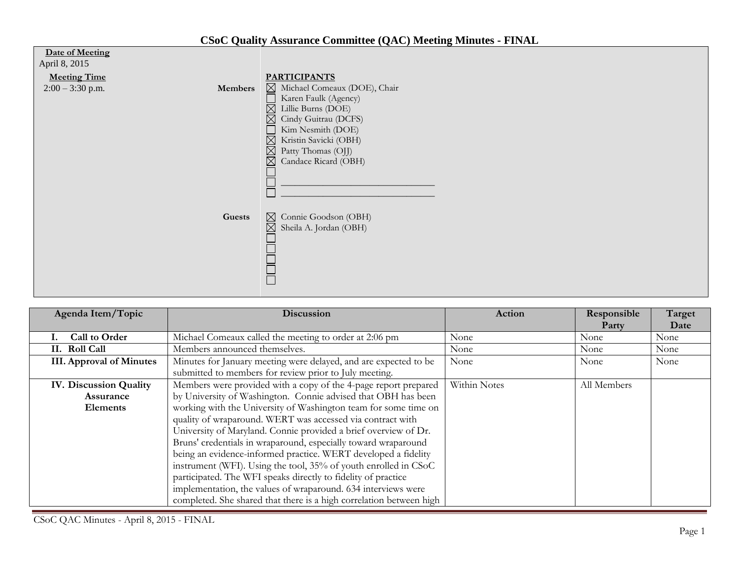# CSoC Quality Assurance Committee (QAC) Meeting Minutes - FINAL

**Date of Meeting**
April 8, 2015

**Meeting Time**
2:00 – 3:30 p.m.

**PARTICIPANTS**

**Members**
- ☒ Michael Comeaux (DOE), Chair
- ☐ Karen Faulk (Agency)
- ☒ Lillie Burns (DOE)
- ☒ Cindy Guitrau (DCFS)
- ☐ Kim Nesmith (DOE)
- ☒ Kristin Savicki (OBH)
- ☒ Patty Thomas (OJJ)
- ☒ Candace Ricard (OBH)
- ☐
- ☐ ______________________________
- ☐ ______________________________

**Guests**
- ☒ Connie Goodson (OBH)
- ☒ Sheila A. Jordan (OBH)
- ☐
- ☐
- ☐
- ☐
- ☐

| Agenda Item/Topic | Discussion | Action | Responsible Party | Target Date |
|---|---|---|---|---|
| **I. Call to Order** | Michael Comeaux called the meeting to order at 2:06 pm | None | None | None |
| **II. Roll Call** | Members announced themselves. | None | None | None |
| **III. Approval of Minutes** | Minutes for January meeting were delayed, and are expected to be submitted to members for review prior to July meeting. | None | None | None |
| **IV. Discussion Quality Assurance Elements** | Members were provided with a copy of the 4-page report prepared by University of Washington. Connie advised that OBH has been working with the University of Washington team for some time on quality of wraparound. WERT was accessed via contract with University of Maryland. Connie provided a brief overview of Dr. Bruns' credentials in wraparound, especially toward wraparound being an evidence-informed practice. WERT developed a fidelity instrument (WFI). Using the tool, 35% of youth enrolled in CSoC participated. The WFI speaks directly to fidelity of practice implementation, the values of wraparound. 634 interviews were completed. She shared that there is a high correlation between high | Within Notes | All Members | |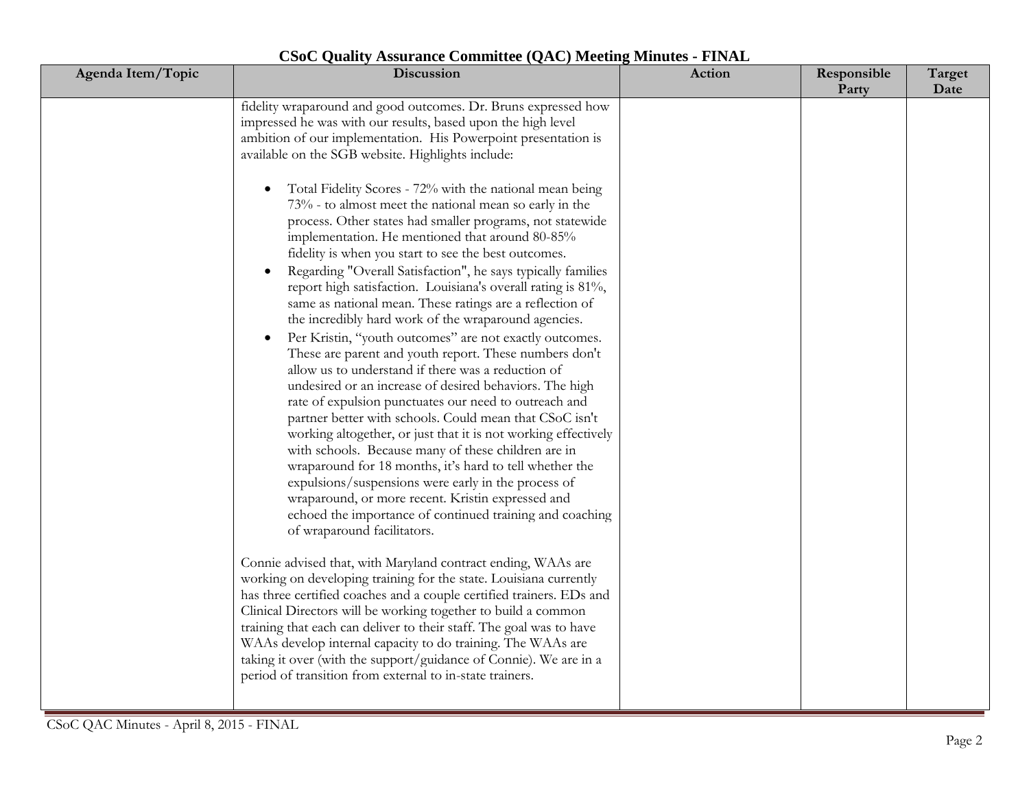# CSoC Quality Assurance Committee (QAC) Meeting Minutes - FINAL

| Agenda Item/Topic | Discussion | Action | Responsible Party | Target Date |
|---|---|---|---|---|
| | fidelity wraparound and good outcomes. Dr. Bruns expressed how impressed he was with our results, based upon the high level ambition of our implementation. His Powerpoint presentation is available on the SGB website. Highlights include:<br><br>• Total Fidelity Scores - 72% with the national mean being 73% - to almost meet the national mean so early in the process. Other states had smaller programs, not statewide implementation. He mentioned that around 80-85% fidelity is when you start to see the best outcomes.<br>• Regarding "Overall Satisfaction", he says typically families report high satisfaction. Louisiana's overall rating is 81%, same as national mean. These ratings are a reflection of the incredibly hard work of the wraparound agencies.<br>• Per Kristin, "youth outcomes" are not exactly outcomes. These are parent and youth report. These numbers don't allow us to understand if there was a reduction of undesired or an increase of desired behaviors. The high rate of expulsion punctuates our need to outreach and partner better with schools. Could mean that CSoC isn't working altogether, or just that it is not working effectively with schools. Because many of these children are in wraparound for 18 months, it's hard to tell whether the expulsions/suspensions were early in the process of wraparound, or more recent. Kristin expressed and echoed the importance of continued training and coaching of wraparound facilitators.<br><br>Connie advised that, with Maryland contract ending, WAAs are working on developing training for the state. Louisiana currently has three certified coaches and a couple certified trainers. EDs and Clinical Directors will be working together to build a common training that each can deliver to their staff. The goal was to have WAAs develop internal capacity to do training. The WAAs are taking it over (with the support/guidance of Connie). We are in a period of transition from external to in-state trainers. | | | |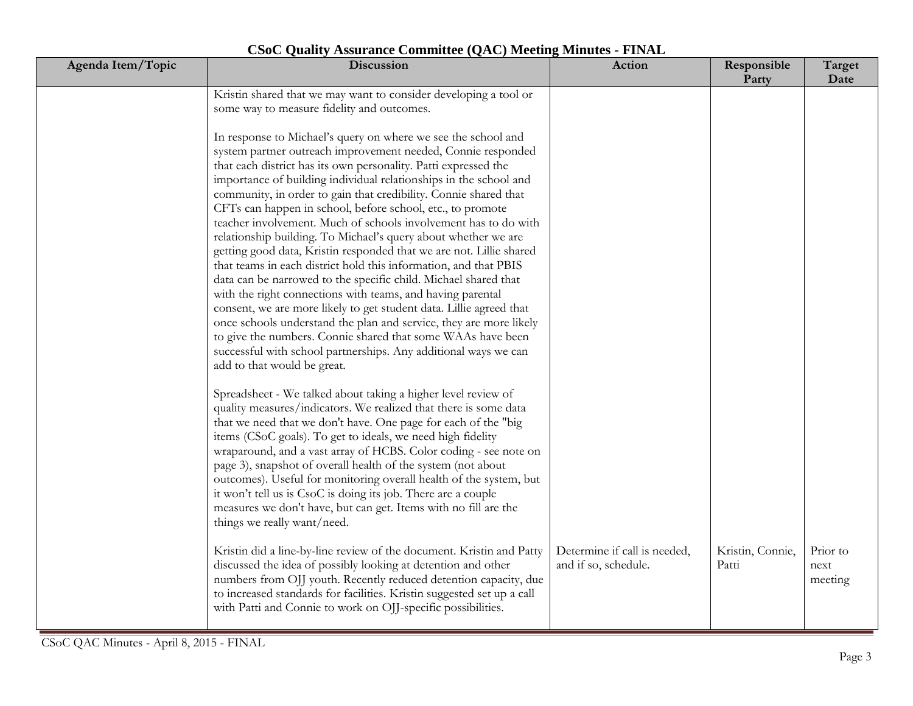**CSoC Quality Assurance Committee (QAC) Meeting Minutes - FINAL**

| Agenda Item/Topic | Discussion | Action | Responsible Party | Target Date |
|---|---|---|---|---|
| | Kristin shared that we may want to consider developing a tool or some way to measure fidelity and outcomes.<br><br>In response to Michael's query on where we see the school and system partner outreach improvement needed, Connie responded that each district has its own personality. Patti expressed the importance of building individual relationships in the school and community, in order to gain that credibility. Connie shared that CFTs can happen in school, before school, etc., to promote teacher involvement. Much of schools involvement has to do with relationship building. To Michael's query about whether we are getting good data, Kristin responded that we are not. Lillie shared that teams in each district hold this information, and that PBIS data can be narrowed to the specific child. Michael shared that with the right connections with teams, and having parental consent, we are more likely to get student data. Lillie agreed that once schools understand the plan and service, they are more likely to give the numbers. Connie shared that some WAAs have been successful with school partnerships. Any additional ways we can add to that would be great.<br><br>Spreadsheet - We talked about taking a higher level review of quality measures/indicators. We realized that there is some data that we need that we don't have. One page for each of the "big items (CSoC goals). To get to ideals, we need high fidelity wraparound, and a vast array of HCBS. Color coding - see note on page 3), snapshot of overall health of the system (not about outcomes). Useful for monitoring overall health of the system, but it won't tell us is CsoC is doing its job. There are a couple measures we don't have, but can get. Items with no fill are the things we really want/need. | | | |
| | Kristin did a line-by-line review of the document. Kristin and Patty discussed the idea of possibly looking at detention and other numbers from OJJ youth. Recently reduced detention capacity, due to increased standards for facilities. Kristin suggested set up a call with Patti and Connie to work on OJJ-specific possibilities. | Determine if call is needed, and if so, schedule. | Kristin, Connie, Patti | Prior to next meeting |

CSoC QAC Minutes - April 8, 2015 - FINAL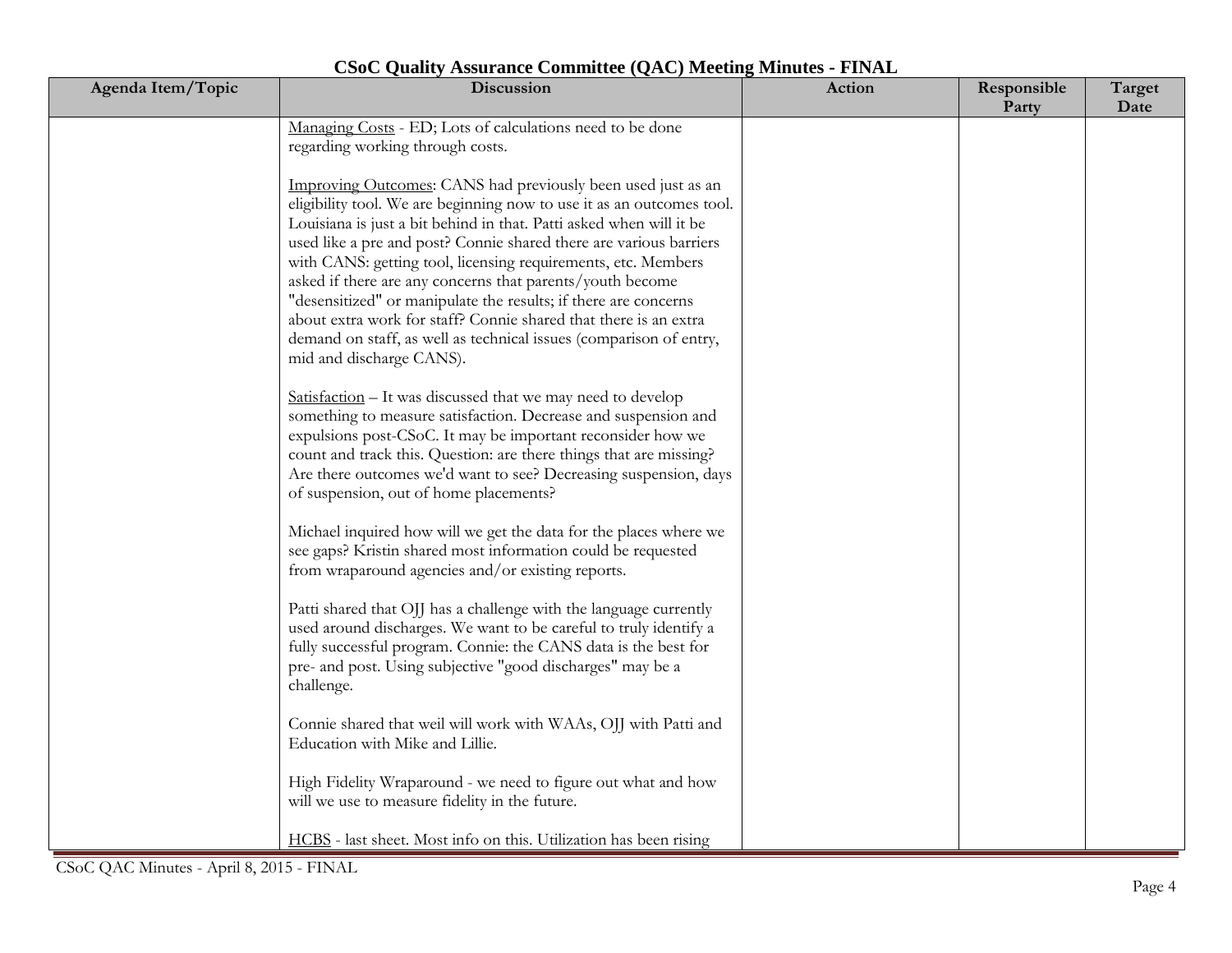# CSoC Quality Assurance Committee (QAC) Meeting Minutes - FINAL

| Agenda Item/Topic | Discussion | Action | Responsible Party | Target Date |
|---|---|---|---|---|
| | Managing Costs - ED; Lots of calculations need to be done regarding working through costs.<br><br>Improving Outcomes: CANS had previously been used just as an eligibility tool. We are beginning now to use it as an outcomes tool. Louisiana is just a bit behind in that. Patti asked when will it be used like a pre and post? Connie shared there are various barriers with CANS: getting tool, licensing requirements, etc. Members asked if there are any concerns that parents/youth become "desensitized" or manipulate the results; if there are concerns about extra work for staff? Connie shared that there is an extra demand on staff, as well as technical issues (comparison of entry, mid and discharge CANS).<br><br>Satisfaction – It was discussed that we may need to develop something to measure satisfaction. Decrease and suspension and expulsions post-CSoC. It may be important reconsider how we count and track this. Question: are there things that are missing? Are there outcomes we'd want to see? Decreasing suspension, days of suspension, out of home placements?<br><br>Michael inquired how will we get the data for the places where we see gaps? Kristin shared most information could be requested from wraparound agencies and/or existing reports.<br><br>Patti shared that OJJ has a challenge with the language currently used around discharges. We want to be careful to truly identify a fully successful program. Connie: the CANS data is the best for pre- and post. Using subjective "good discharges" may be a challenge.<br><br>Connie shared that weil will work with WAAs, OJJ with Patti and Education with Mike and Lillie.<br><br>High Fidelity Wraparound - we need to figure out what and how will we use to measure fidelity in the future.<br><br>HCBS - last sheet. Most info on this. Utilization has been rising | | | |

CSoC QAC Minutes - April 8, 2015 - FINAL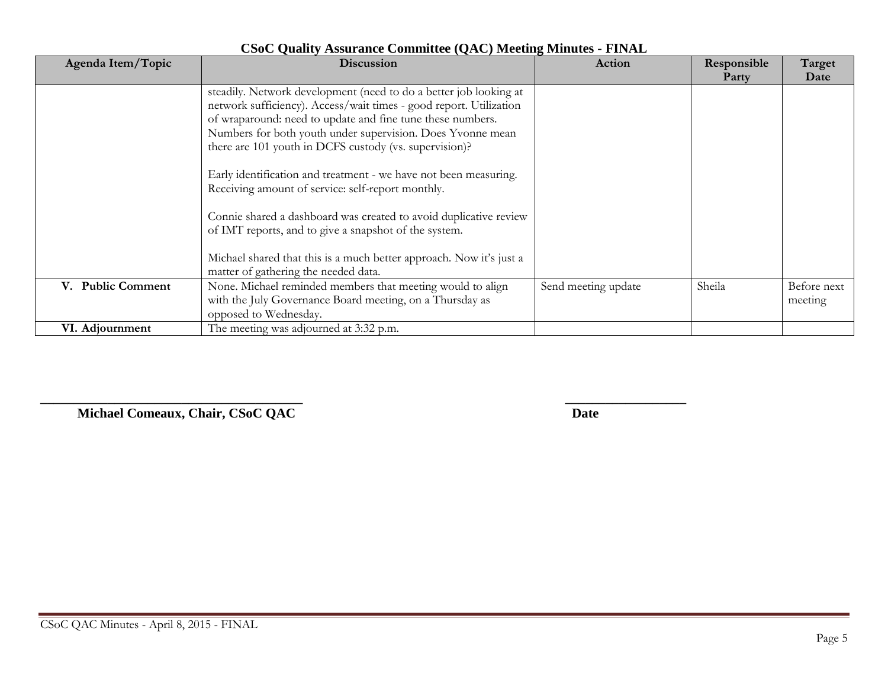**CSoC Quality Assurance Committee (QAC) Meeting Minutes - FINAL**

| Agenda Item/Topic | Discussion | Action | Responsible Party | Target Date |
|---|---|---|---|---|
| | steadily. Network development (need to do a better job looking at network sufficiency). Access/wait times - good report. Utilization of wraparound: need to update and fine tune these numbers. Numbers for both youth under supervision. Does Yvonne mean there are 101 youth in DCFS custody (vs. supervision)?<br><br>Early identification and treatment - we have not been measuring. Receiving amount of service: self-report monthly.<br><br>Connie shared a dashboard was created to avoid duplicative review of IMT reports, and to give a snapshot of the system.<br><br>Michael shared that this is a much better approach. Now it's just a matter of gathering the needed data. | | | |
| **V. Public Comment** | None. Michael reminded members that meeting would to align with the July Governance Board meeting, on a Thursday as opposed to Wednesday. | Send meeting update | Sheila | Before next meeting |
| **VI. Adjournment** | The meeting was adjourned at 3:32 p.m. | | | |

_____________________________________ &nbsp;&nbsp;&nbsp;&nbsp;&nbsp;&nbsp;&nbsp;&nbsp; _________________

**Michael Comeaux, Chair, CSoC QAC** &nbsp;&nbsp;&nbsp;&nbsp;&nbsp;&nbsp;&nbsp;&nbsp; **Date**